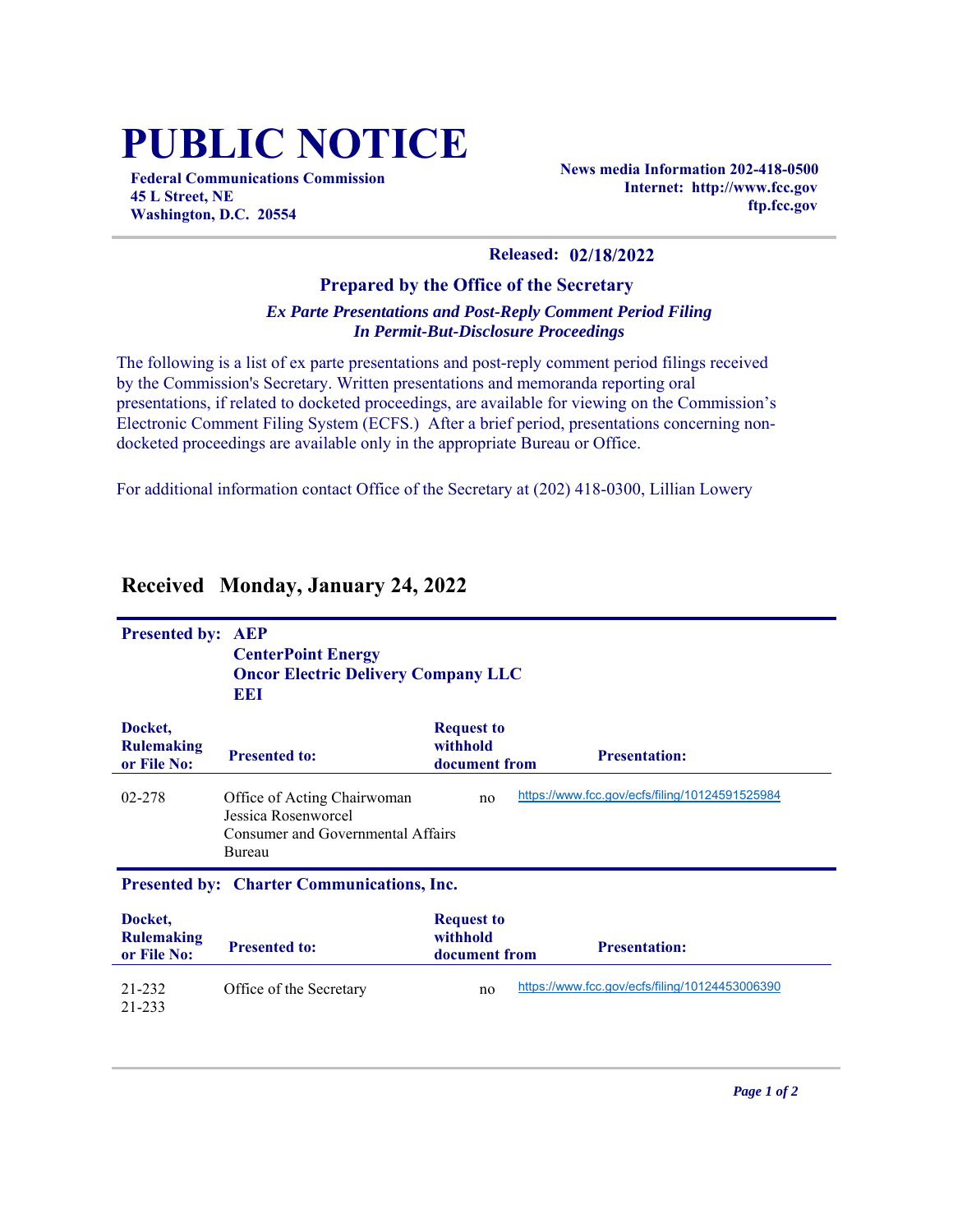# PUBLIC NOTICE

**Federal Communications Commission**
**45 L Street, NE**
**Washington, D.C. 20554**

**News media Information 202-418-0500**
**Internet: http://www.fcc.gov**
**ftp.fcc.gov**

**Released: 02/18/2022**

### Prepared by the Office of the Secretary

***Ex Parte Presentations and Post-Reply Comment Period Filing In Permit-But-Disclosure Proceedings***

The following is a list of ex parte presentations and post-reply comment period filings received by the Commission's Secretary. Written presentations and memoranda reporting oral presentations, if related to docketed proceedings, are available for viewing on the Commission's Electronic Comment Filing System (ECFS.) After a brief period, presentations concerning non-docketed proceedings are available only in the appropriate Bureau or Office.

For additional information contact Office of the Secretary at (202) 418-0300, Lillian Lowery

## Received Monday, January 24, 2022

**Presented by: AEP**
**CenterPoint Energy**
**Oncor Electric Delivery Company LLC**
**EEI**

| Docket, Rulemaking or File No: | Presented to: | Request to withhold document from | Presentation: |
|---|---|---|---|
| 02-278 | Office of Acting Chairwoman Jessica Rosenworcel<br>Consumer and Governmental Affairs Bureau | no | https://www.fcc.gov/ecfs/filing/10124591525984 |

**Presented by: Charter Communications, Inc.**

| Docket, Rulemaking or File No: | Presented to: | Request to withhold document from | Presentation: |
|---|---|---|---|
| 21-232<br>21-233 | Office of the Secretary | no | https://www.fcc.gov/ecfs/filing/10124453006390 |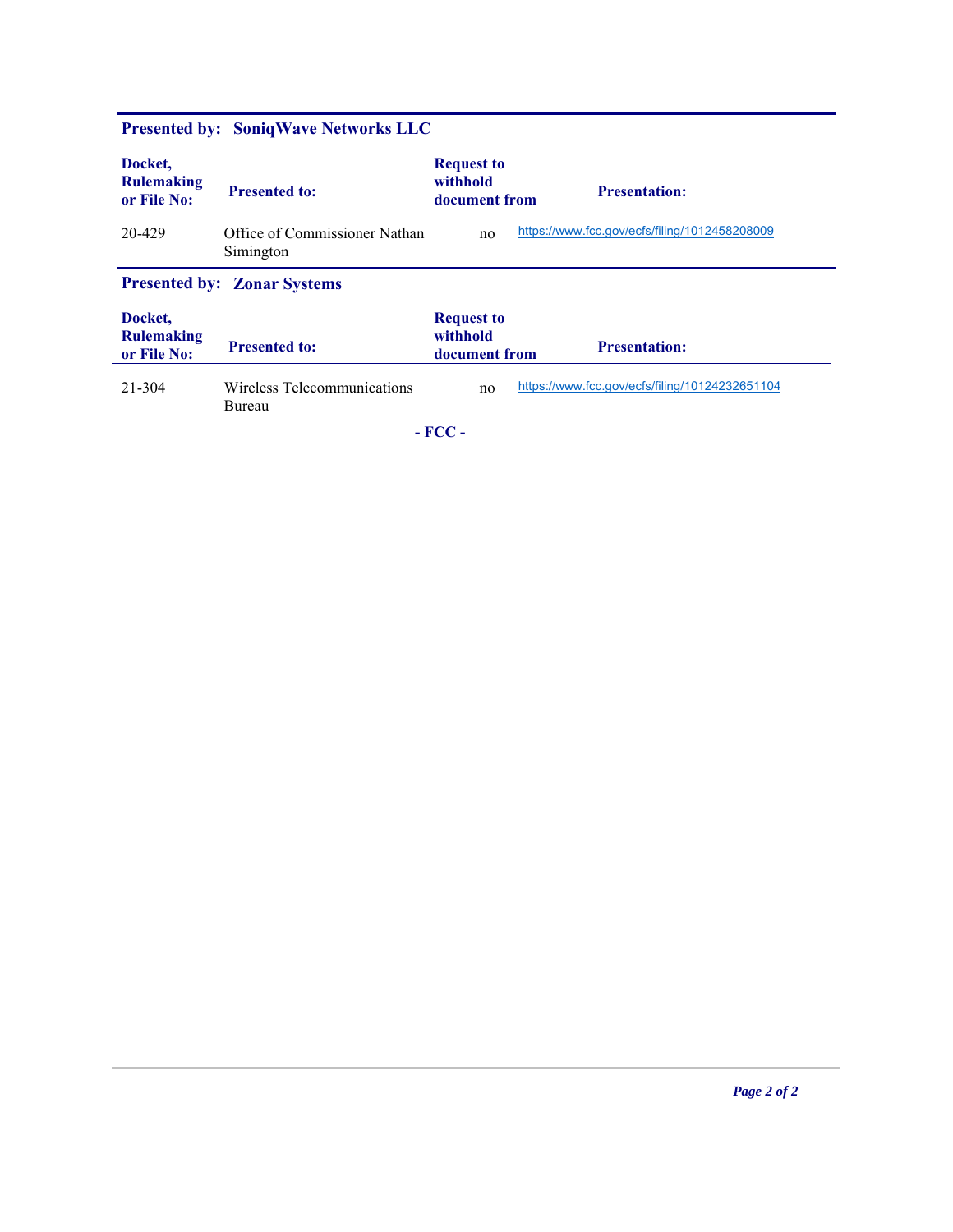**Presented by: SoniqWave Networks LLC**

| Docket, Rulemaking or File No: | Presented to: | Request to withhold document from | Presentation: |
| --- | --- | --- | --- |
| 20-429 | Office of Commissioner Nathan Simington | no | https://www.fcc.gov/ecfs/filing/1012458208009 |

**Presented by: Zonar Systems**

| Docket, Rulemaking or File No: | Presented to: | Request to withhold document from | Presentation: |
| --- | --- | --- | --- |
| 21-304 | Wireless Telecommunications Bureau | no | https://www.fcc.gov/ecfs/filing/10124232651104 |

**- FCC -**